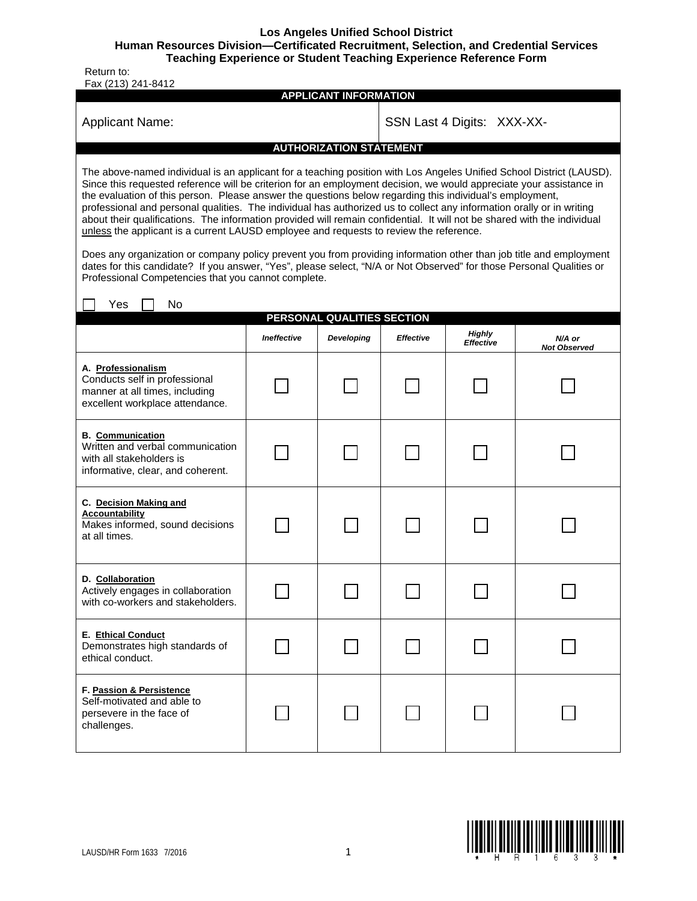**Los Angeles Unified School District**
**Human Resources Division—Certificated Recruitment, Selection, and Credential Services**
**Teaching Experience or Student Teaching Experience Reference Form**

Return to:
Fax (213) 241-8412

## APPLICANT INFORMATION

| Applicant Name: | SSN Last 4 Digits: XXX-XX- |
|---|---|

## AUTHORIZATION STATEMENT

The above-named individual is an applicant for a teaching position with Los Angeles Unified School District (LAUSD). Since this requested reference will be criterion for an employment decision, we would appreciate your assistance in the evaluation of this person. Please answer the questions below regarding this individual's employment, professional and personal qualities. The individual has authorized us to collect any information orally or in writing about their qualifications. The information provided will remain confidential. It will not be shared with the individual unless the applicant is a current LAUSD employee and requests to review the reference.

Does any organization or company policy prevent you from providing information other than job title and employment dates for this candidate? If you answer, "Yes", please select, "N/A or Not Observed" for those Personal Qualities or Professional Competencies that you cannot complete.

☐ Yes ☐ No

## PERSONAL QUALITIES SECTION

| | *Ineffective* | *Developing* | *Effective* | *Highly Effective* | *N/A or Not Observed* |
|---|---|---|---|---|---|
| **A. Professionalism** Conducts self in professional manner at all times, including excellent workplace attendance. | ☐ | ☐ | ☐ | ☐ | ☐ |
| **B. Communication** Written and verbal communication with all stakeholders is informative, clear, and coherent. | ☐ | ☐ | ☐ | ☐ | ☐ |
| **C. Decision Making and Accountability** Makes informed, sound decisions at all times. | ☐ | ☐ | ☐ | ☐ | ☐ |
| **D. Collaboration** Actively engages in collaboration with co-workers and stakeholders. | ☐ | ☐ | ☐ | ☐ | ☐ |
| **E. Ethical Conduct** Demonstrates high standards of ethical conduct. | ☐ | ☐ | ☐ | ☐ | ☐ |
| **F. Passion & Persistence** Self-motivated and able to persevere in the face of challenges. | ☐ | ☐ | ☐ | ☐ | ☐ |

LAUSD/HR Form 1633 7/2016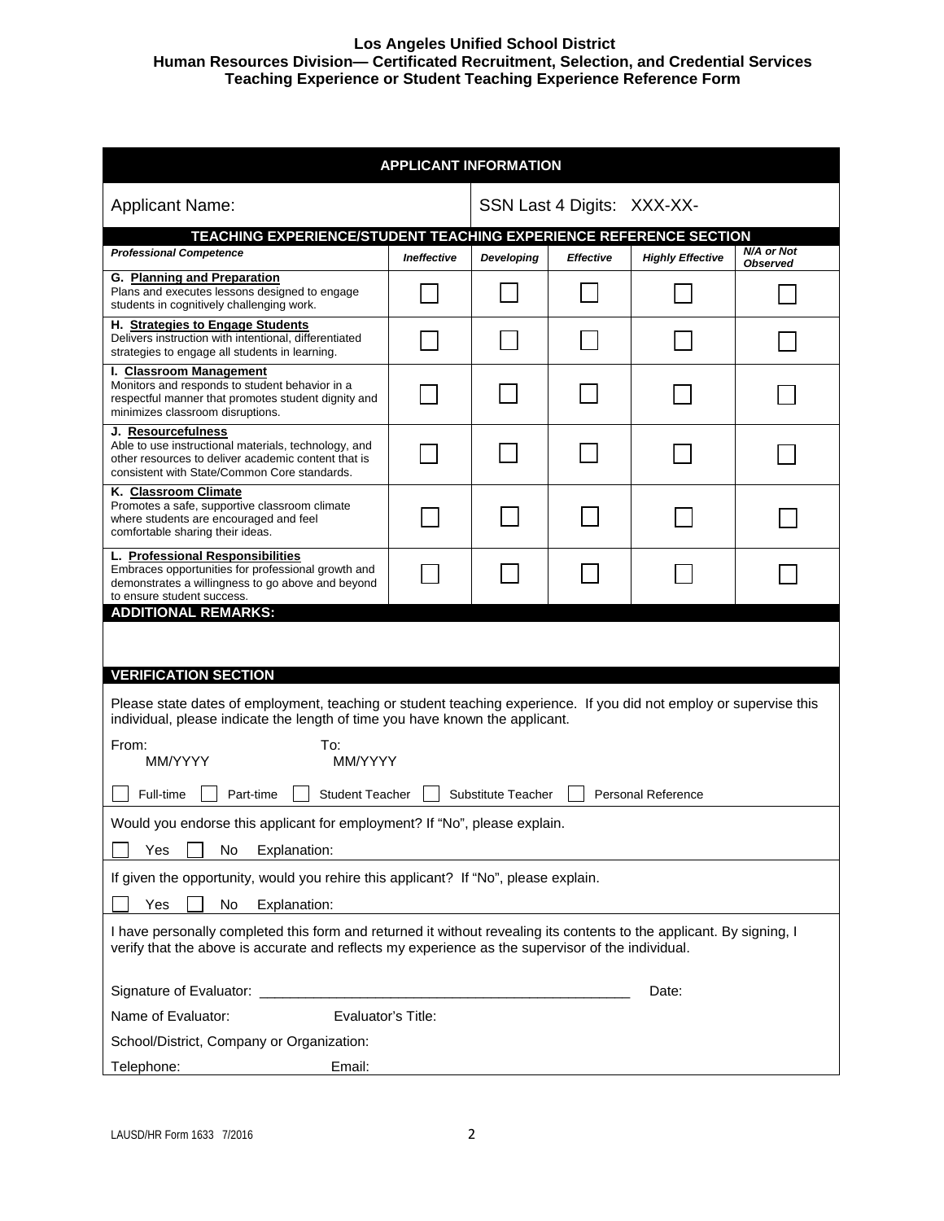**Los Angeles Unified School District**
**Human Resources Division— Certificated Recruitment, Selection, and Credential Services**
**Teaching Experience or Student Teaching Experience Reference Form**

## APPLICANT INFORMATION

| | |
|---|---|
| Applicant Name: | SSN Last 4 Digits: XXX-XX- |

## TEACHING EXPERIENCE/STUDENT TEACHING EXPERIENCE REFERENCE SECTION

| *Professional Competence* | *Ineffective* | *Developing* | *Effective* | *Highly Effective* | *N/A or Not Observed* |
|---|---|---|---|---|---|
| **G. Planning and Preparation** Plans and executes lessons designed to engage students in cognitively challenging work. | ☐ | ☐ | ☐ | ☐ | ☐ |
| **H. Strategies to Engage Students** Delivers instruction with intentional, differentiated strategies to engage all students in learning. | ☐ | ☐ | ☐ | ☐ | ☐ |
| **I. Classroom Management** Monitors and responds to student behavior in a respectful manner that promotes student dignity and minimizes classroom disruptions. | ☐ | ☐ | ☐ | ☐ | ☐ |
| **J. Resourcefulness** Able to use instructional materials, technology, and other resources to deliver academic content that is consistent with State/Common Core standards. | ☐ | ☐ | ☐ | ☐ | ☐ |
| **K. Classroom Climate** Promotes a safe, supportive classroom climate where students are encouraged and feel comfortable sharing their ideas. | ☐ | ☐ | ☐ | ☐ | ☐ |
| **L. Professional Responsibilities** Embraces opportunities for professional growth and demonstrates a willingness to go above and beyond to ensure student success. | ☐ | ☐ | ☐ | ☐ | ☐ |

## ADDITIONAL REMARKS:

## VERIFICATION SECTION

Please state dates of employment, teaching or student teaching experience. If you did not employ or supervise this individual, please indicate the length of time you have known the applicant.

From: MM/YYYY To: MM/YYYY

☐ Full-time ☐ Part-time ☐ Student Teacher ☐ Substitute Teacher ☐ Personal Reference

Would you endorse this applicant for employment? If "No", please explain.

☐ Yes ☐ No Explanation:

If given the opportunity, would you rehire this applicant? If "No", please explain.

☐ Yes ☐ No Explanation:

I have personally completed this form and returned it without revealing its contents to the applicant. By signing, I verify that the above is accurate and reflects my experience as the supervisor of the individual.

Signature of Evaluator: ________________________________________________ Date:

Name of Evaluator: Evaluator's Title:

School/District, Company or Organization:

Telephone: Email:

LAUSD/HR Form 1633 7/2016